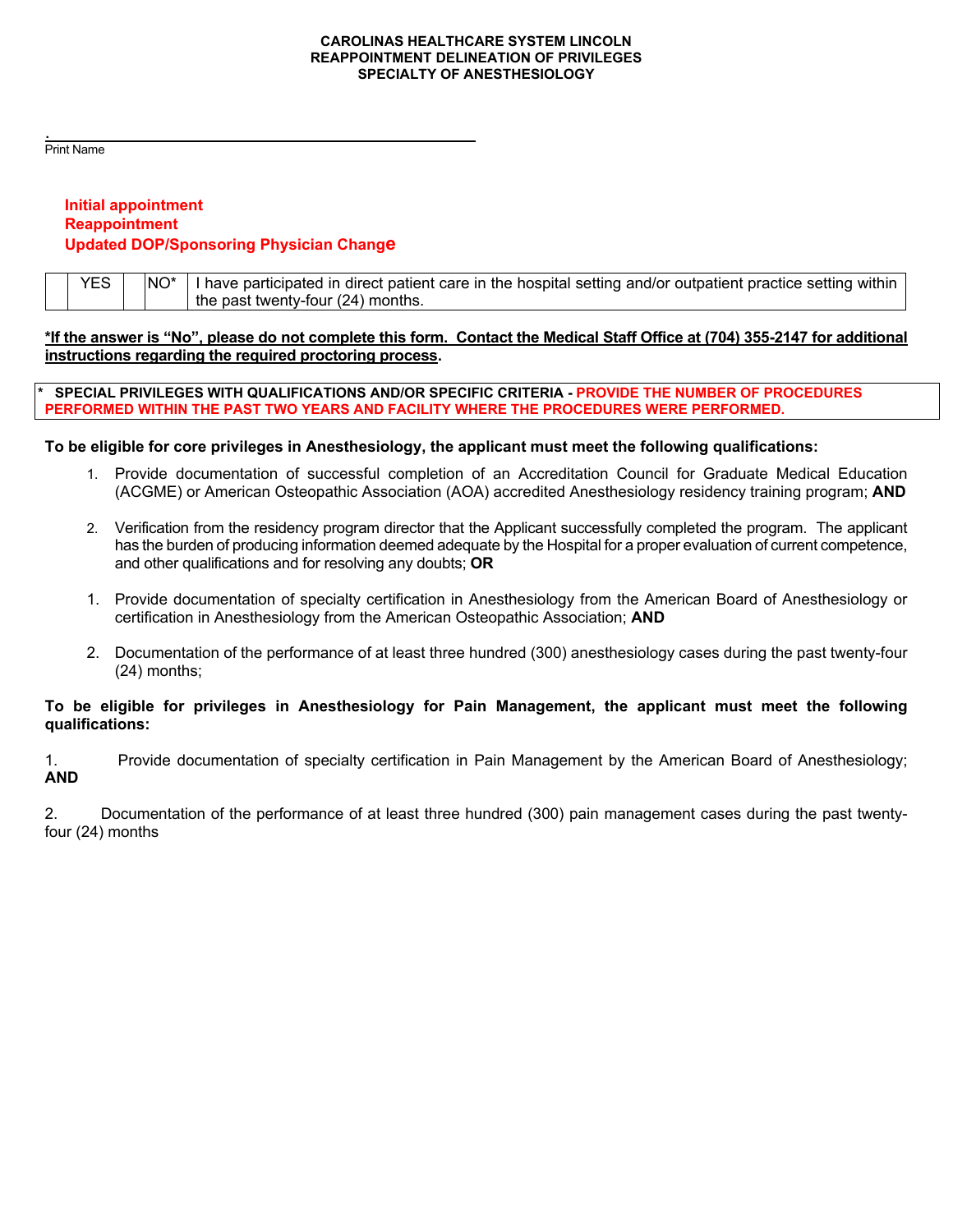**CAROLINAS HEALTHCARE SYSTEM LINCOLN**
**REAPPOINTMENT DELINEATION OF PRIVILEGES**
**SPECIALTY OF ANESTHESIOLOGY**

.
_______________________________________________
Print Name

**Initial appointment**
**Reappointment**
**Updated DOP/Sponsoring Physician Change**

| | YES | | NO* | I have participated in direct patient care in the hospital setting and/or outpatient practice setting within the past twenty-four (24) months. |
|---|---|---|---|---|

**\*If the answer is "No", please do not complete this form. Contact the Medical Staff Office at (704) 355-2147 for additional instructions regarding the required proctoring process.**

**\* SPECIAL PRIVILEGES WITH QUALIFICATIONS AND/OR SPECIFIC CRITERIA - PROVIDE THE NUMBER OF PROCEDURES PERFORMED WITHIN THE PAST TWO YEARS AND FACILITY WHERE THE PROCEDURES WERE PERFORMED.**

**To be eligible for core privileges in Anesthesiology, the applicant must meet the following qualifications:**

1. Provide documentation of successful completion of an Accreditation Council for Graduate Medical Education (ACGME) or American Osteopathic Association (AOA) accredited Anesthesiology residency training program; **AND**

2. Verification from the residency program director that the Applicant successfully completed the program. The applicant has the burden of producing information deemed adequate by the Hospital for a proper evaluation of current competence, and other qualifications and for resolving any doubts; **OR**

1. Provide documentation of specialty certification in Anesthesiology from the American Board of Anesthesiology or certification in Anesthesiology from the American Osteopathic Association; **AND**

2. Documentation of the performance of at least three hundred (300) anesthesiology cases during the past twenty-four (24) months;

**To be eligible for privileges in Anesthesiology for Pain Management, the applicant must meet the following qualifications:**

1. Provide documentation of specialty certification in Pain Management by the American Board of Anesthesiology; **AND**

2. Documentation of the performance of at least three hundred (300) pain management cases during the past twenty-four (24) months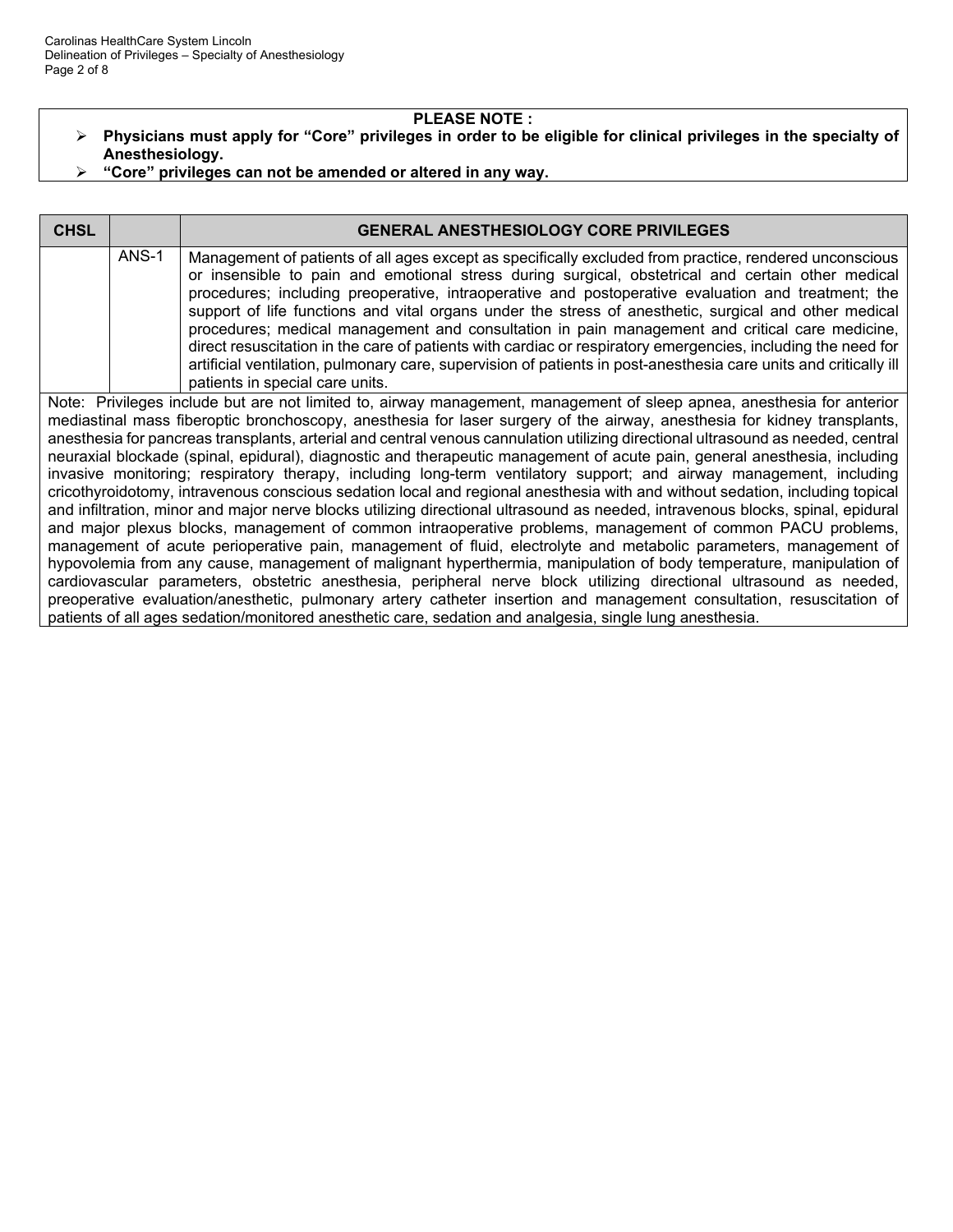**PLEASE NOTE :**

- **Physicians must apply for "Core" privileges in order to be eligible for clinical privileges in the specialty of Anesthesiology.**
- **"Core" privileges can not be amended or altered in any way.**

| CHSL | | GENERAL ANESTHESIOLOGY CORE PRIVILEGES |
|---|---|---|
| | ANS-1 | Management of patients of all ages except as specifically excluded from practice, rendered unconscious or insensible to pain and emotional stress during surgical, obstetrical and certain other medical procedures; including preoperative, intraoperative and postoperative evaluation and treatment; the support of life functions and vital organs under the stress of anesthetic, surgical and other medical procedures; medical management and consultation in pain management and critical care medicine, direct resuscitation in the care of patients with cardiac or respiratory emergencies, including the need for artificial ventilation, pulmonary care, supervision of patients in post-anesthesia care units and critically ill patients in special care units. |

Note: Privileges include but are not limited to, airway management, management of sleep apnea, anesthesia for anterior mediastinal mass fiberoptic bronchoscopy, anesthesia for laser surgery of the airway, anesthesia for kidney transplants, anesthesia for pancreas transplants, arterial and central venous cannulation utilizing directional ultrasound as needed, central neuraxial blockade (spinal, epidural), diagnostic and therapeutic management of acute pain, general anesthesia, including invasive monitoring; respiratory therapy, including long-term ventilatory support; and airway management, including cricothyroidotomy, intravenous conscious sedation local and regional anesthesia with and without sedation, including topical and infiltration, minor and major nerve blocks utilizing directional ultrasound as needed, intravenous blocks, spinal, epidural and major plexus blocks, management of common intraoperative problems, management of common PACU problems, management of acute perioperative pain, management of fluid, electrolyte and metabolic parameters, management of hypovolemia from any cause, management of malignant hyperthermia, manipulation of body temperature, manipulation of cardiovascular parameters, obstetric anesthesia, peripheral nerve block utilizing directional ultrasound as needed, preoperative evaluation/anesthetic, pulmonary artery catheter insertion and management consultation, resuscitation of patients of all ages sedation/monitored anesthetic care, sedation and analgesia, single lung anesthesia.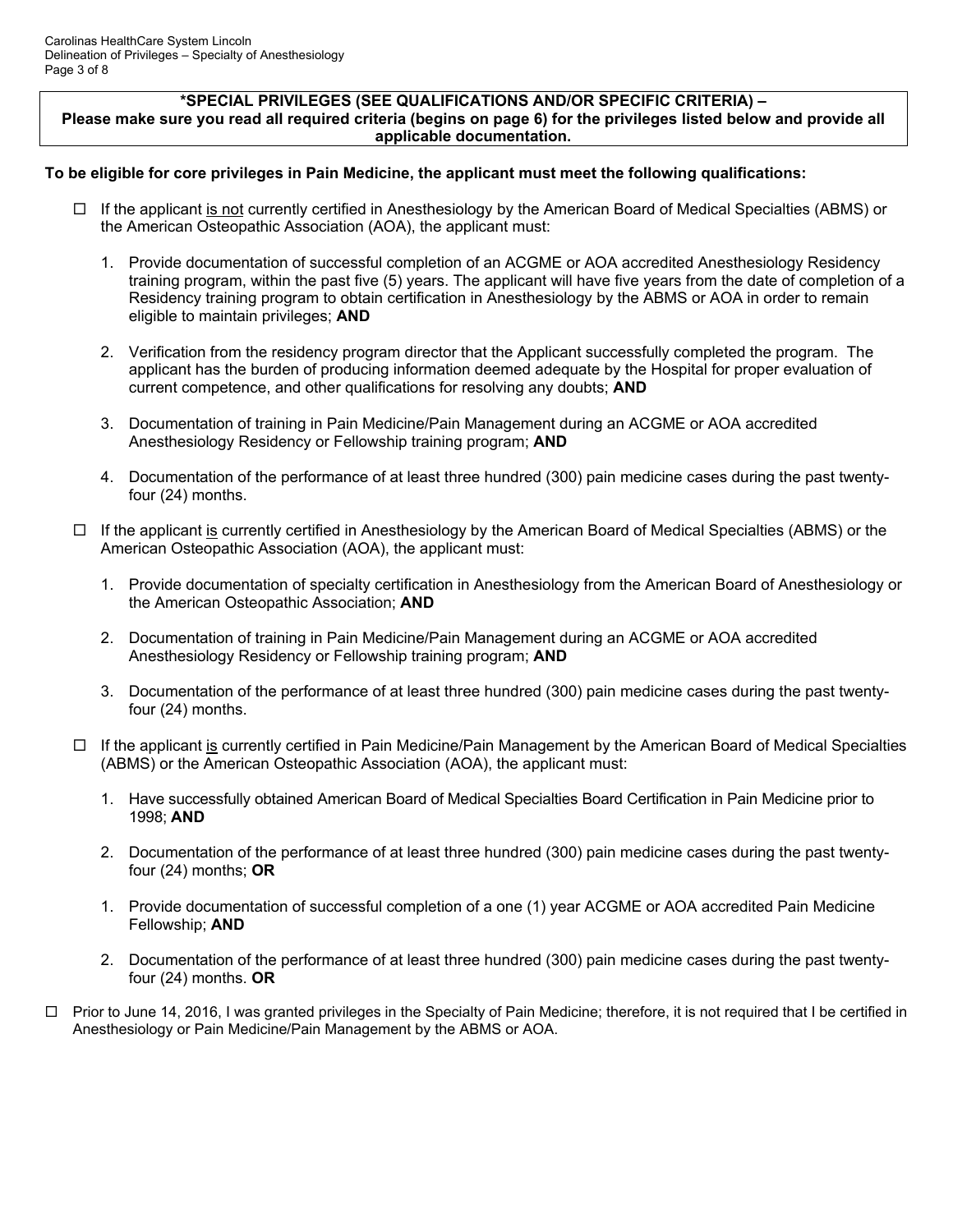**\*SPECIAL PRIVILEGES (SEE QUALIFICATIONS AND/OR SPECIFIC CRITERIA) – Please make sure you read all required criteria (begins on page 6) for the privileges listed below and provide all applicable documentation.**

**To be eligible for core privileges in Pain Medicine, the applicant must meet the following qualifications:**

- ☐ If the applicant is not currently certified in Anesthesiology by the American Board of Medical Specialties (ABMS) or the American Osteopathic Association (AOA), the applicant must:

  1. Provide documentation of successful completion of an ACGME or AOA accredited Anesthesiology Residency training program, within the past five (5) years. The applicant will have five years from the date of completion of a Residency training program to obtain certification in Anesthesiology by the ABMS or AOA in order to remain eligible to maintain privileges; **AND**

  2. Verification from the residency program director that the Applicant successfully completed the program. The applicant has the burden of producing information deemed adequate by the Hospital for proper evaluation of current competence, and other qualifications for resolving any doubts; **AND**

  3. Documentation of training in Pain Medicine/Pain Management during an ACGME or AOA accredited Anesthesiology Residency or Fellowship training program; **AND**

  4. Documentation of the performance of at least three hundred (300) pain medicine cases during the past twenty-four (24) months.

- ☐ If the applicant is currently certified in Anesthesiology by the American Board of Medical Specialties (ABMS) or the American Osteopathic Association (AOA), the applicant must:

  1. Provide documentation of specialty certification in Anesthesiology from the American Board of Anesthesiology or the American Osteopathic Association; **AND**

  2. Documentation of training in Pain Medicine/Pain Management during an ACGME or AOA accredited Anesthesiology Residency or Fellowship training program; **AND**

  3. Documentation of the performance of at least three hundred (300) pain medicine cases during the past twenty-four (24) months.

- ☐ If the applicant is currently certified in Pain Medicine/Pain Management by the American Board of Medical Specialties (ABMS) or the American Osteopathic Association (AOA), the applicant must:

  1. Have successfully obtained American Board of Medical Specialties Board Certification in Pain Medicine prior to 1998; **AND**

  2. Documentation of the performance of at least three hundred (300) pain medicine cases during the past twenty-four (24) months; **OR**

  1. Provide documentation of successful completion of a one (1) year ACGME or AOA accredited Pain Medicine Fellowship; **AND**

  2. Documentation of the performance of at least three hundred (300) pain medicine cases during the past twenty-four (24) months. **OR**

☐ Prior to June 14, 2016, I was granted privileges in the Specialty of Pain Medicine; therefore, it is not required that I be certified in Anesthesiology or Pain Medicine/Pain Management by the ABMS or AOA.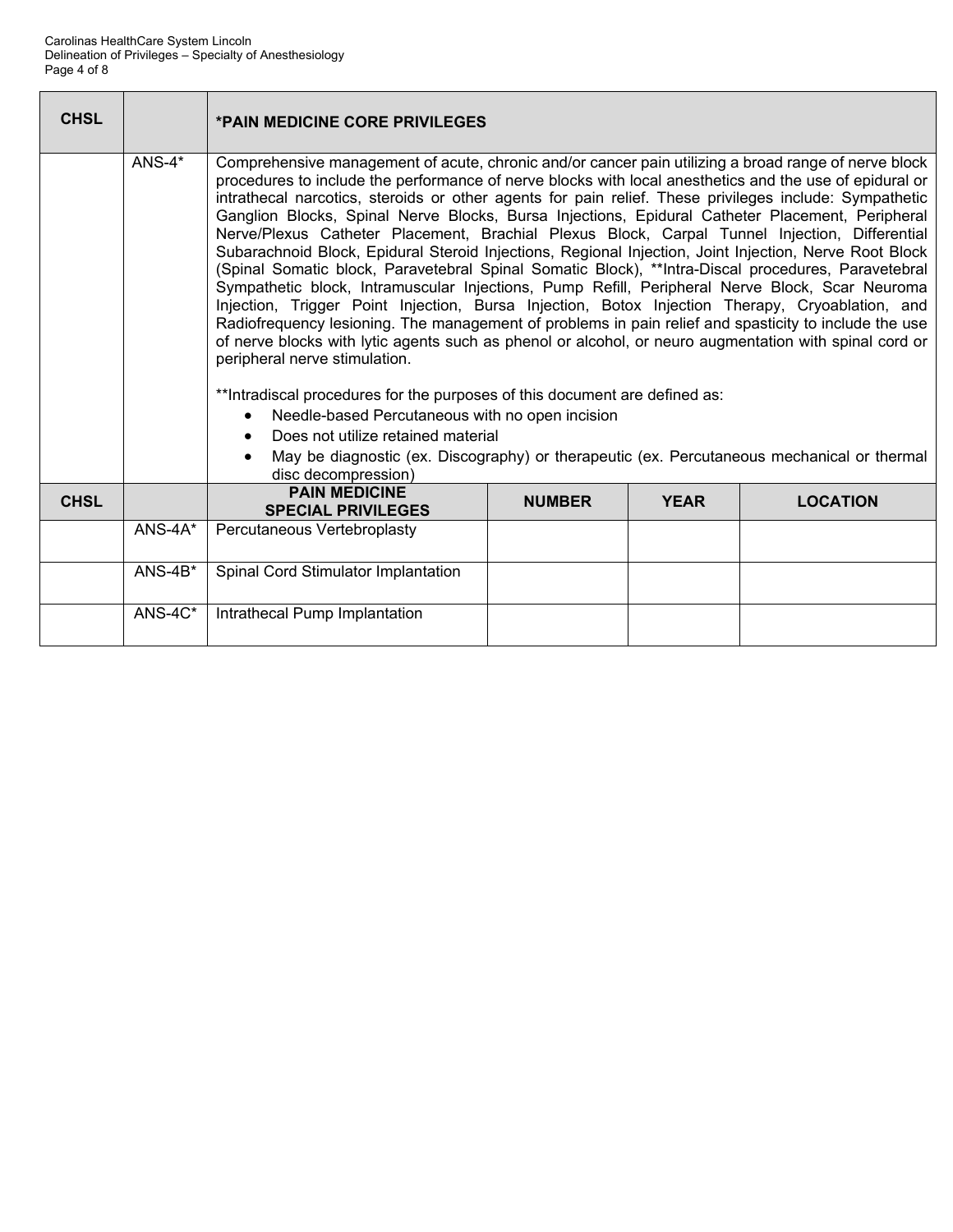| CHSL | | *PAIN MEDICINE CORE PRIVILEGES |
|---|---|---|
| | ANS-4* | Comprehensive management of acute, chronic and/or cancer pain utilizing a broad range of nerve block procedures to include the performance of nerve blocks with local anesthetics and the use of epidural or intrathecal narcotics, steroids or other agents for pain relief. These privileges include: Sympathetic Ganglion Blocks, Spinal Nerve Blocks, Bursa Injections, Epidural Catheter Placement, Peripheral Nerve/Plexus Catheter Placement, Brachial Plexus Block, Carpal Tunnel Injection, Differential Subarachnoid Block, Epidural Steroid Injections, Regional Injection, Joint Injection, Nerve Root Block (Spinal Somatic block, Paravetebral Spinal Somatic Block), **Intra-Discal procedures, Paravetebral Sympathetic block, Intramuscular Injections, Pump Refill, Peripheral Nerve Block, Scar Neuroma Injection, Trigger Point Injection, Bursa Injection, Botox Injection Therapy, Cryoablation, and Radiofrequency lesioning. The management of problems in pain relief and spasticity to include the use of nerve blocks with lytic agents such as phenol or alcohol, or neuro augmentation with spinal cord or peripheral nerve stimulation.<br><br>**Intradiscal procedures for the purposes of this document are defined as:<br>• Needle-based Percutaneous with no open incision<br>• Does not utilize retained material<br>• May be diagnostic (ex. Discography) or therapeutic (ex. Percutaneous mechanical or thermal disc decompression) |

| CHSL | | PAIN MEDICINE SPECIAL PRIVILEGES | NUMBER | YEAR | LOCATION |
|---|---|---|---|---|---|
| | ANS-4A* | Percutaneous Vertebroplasty | | | |
| | ANS-4B* | Spinal Cord Stimulator Implantation | | | |
| | ANS-4C* | Intrathecal Pump Implantation | | | |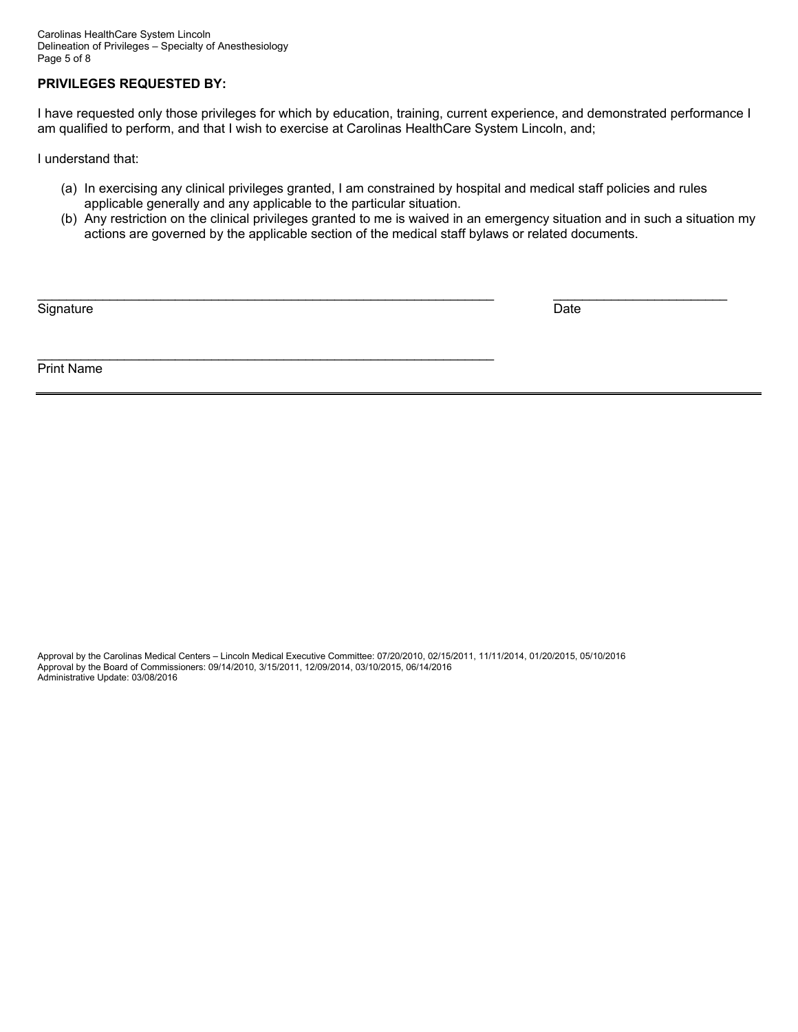**PRIVILEGES REQUESTED BY:**

I have requested only those privileges for which by education, training, current experience, and demonstrated performance I am qualified to perform, and that I wish to exercise at Carolinas HealthCare System Lincoln, and;

I understand that:

(a) In exercising any clinical privileges granted, I am constrained by hospital and medical staff policies and rules applicable generally and any applicable to the particular situation.
(b) Any restriction on the clinical privileges granted to me is waived in an emergency situation and in such a situation my actions are governed by the applicable section of the medical staff bylaws or related documents.

_________________________________________________________________ ________________________
Signature Date

_________________________________________________________________
Print Name

---

Approval by the Carolinas Medical Centers – Lincoln Medical Executive Committee: 07/20/2010, 02/15/2011, 11/11/2014, 01/20/2015, 05/10/2016
Approval by the Board of Commissioners: 09/14/2010, 3/15/2011, 12/09/2014, 03/10/2015, 06/14/2016
Administrative Update: 03/08/2016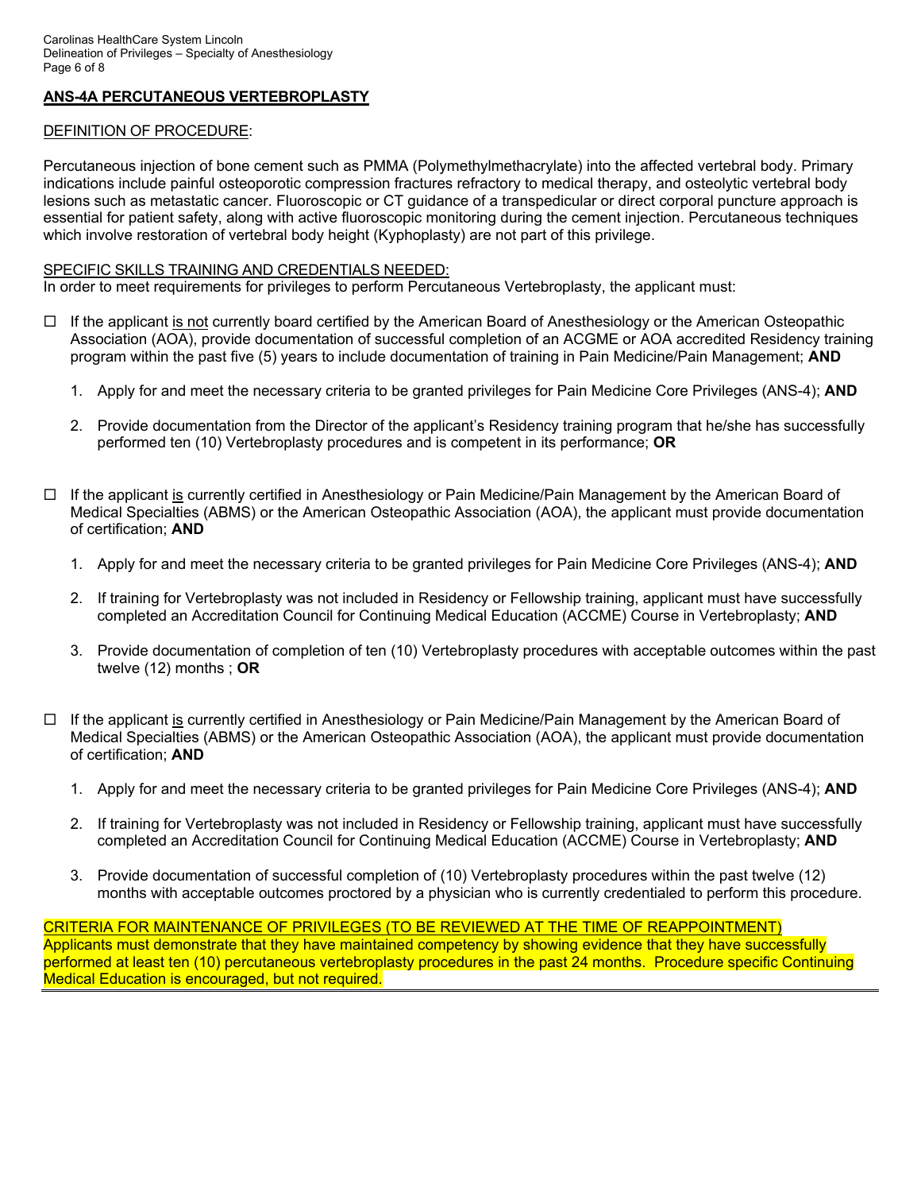## ANS-4A PERCUTANEOUS VERTEBROPLASTY

DEFINITION OF PROCEDURE:

Percutaneous injection of bone cement such as PMMA (Polymethylmethacrylate) into the affected vertebral body. Primary indications include painful osteoporotic compression fractures refractory to medical therapy, and osteolytic vertebral body lesions such as metastatic cancer. Fluoroscopic or CT guidance of a transpedicular or direct corporal puncture approach is essential for patient safety, along with active fluoroscopic monitoring during the cement injection. Percutaneous techniques which involve restoration of vertebral body height (Kyphoplasty) are not part of this privilege.

SPECIFIC SKILLS TRAINING AND CREDENTIALS NEEDED:

In order to meet requirements for privileges to perform Percutaneous Vertebroplasty, the applicant must:

- ☐ If the applicant is not currently board certified by the American Board of Anesthesiology or the American Osteopathic Association (AOA), provide documentation of successful completion of an ACGME or AOA accredited Residency training program within the past five (5) years to include documentation of training in Pain Medicine/Pain Management; **AND**

  1. Apply for and meet the necessary criteria to be granted privileges for Pain Medicine Core Privileges (ANS-4); **AND**
  2. Provide documentation from the Director of the applicant's Residency training program that he/she has successfully performed ten (10) Vertebroplasty procedures and is competent in its performance; **OR**

- ☐ If the applicant is currently certified in Anesthesiology or Pain Medicine/Pain Management by the American Board of Medical Specialties (ABMS) or the American Osteopathic Association (AOA), the applicant must provide documentation of certification; **AND**

  1. Apply for and meet the necessary criteria to be granted privileges for Pain Medicine Core Privileges (ANS-4); **AND**
  2. If training for Vertebroplasty was not included in Residency or Fellowship training, applicant must have successfully completed an Accreditation Council for Continuing Medical Education (ACCME) Course in Vertebroplasty; **AND**
  3. Provide documentation of completion of ten (10) Vertebroplasty procedures with acceptable outcomes within the past twelve (12) months ; **OR**

- ☐ If the applicant is currently certified in Anesthesiology or Pain Medicine/Pain Management by the American Board of Medical Specialties (ABMS) or the American Osteopathic Association (AOA), the applicant must provide documentation of certification; **AND**

  1. Apply for and meet the necessary criteria to be granted privileges for Pain Medicine Core Privileges (ANS-4); **AND**
  2. If training for Vertebroplasty was not included in Residency or Fellowship training, applicant must have successfully completed an Accreditation Council for Continuing Medical Education (ACCME) Course in Vertebroplasty; **AND**
  3. Provide documentation of successful completion of (10) Vertebroplasty procedures within the past twelve (12) months with acceptable outcomes proctored by a physician who is currently credentialed to perform this procedure.

CRITERIA FOR MAINTENANCE OF PRIVILEGES (TO BE REVIEWED AT THE TIME OF REAPPOINTMENT)

Applicants must demonstrate that they have maintained competency by showing evidence that they have successfully performed at least ten (10) percutaneous vertebroplasty procedures in the past 24 months. Procedure specific Continuing Medical Education is encouraged, but not required.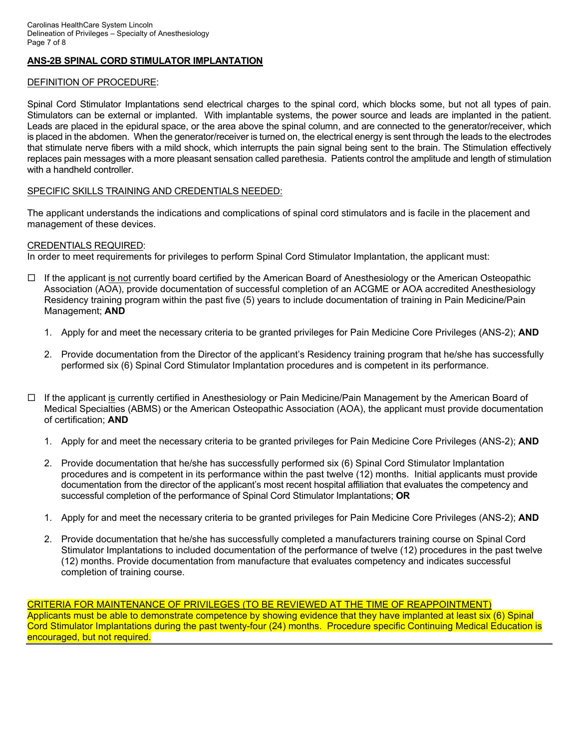## ANS-2B SPINAL CORD STIMULATOR IMPLANTATION

DEFINITION OF PROCEDURE:

Spinal Cord Stimulator Implantations send electrical charges to the spinal cord, which blocks some, but not all types of pain. Stimulators can be external or implanted. With implantable systems, the power source and leads are implanted in the patient. Leads are placed in the epidural space, or the area above the spinal column, and are connected to the generator/receiver, which is placed in the abdomen. When the generator/receiver is turned on, the electrical energy is sent through the leads to the electrodes that stimulate nerve fibers with a mild shock, which interrupts the pain signal being sent to the brain. The Stimulation effectively replaces pain messages with a more pleasant sensation called parethesia. Patients control the amplitude and length of stimulation with a handheld controller.

SPECIFIC SKILLS TRAINING AND CREDENTIALS NEEDED:

The applicant understands the indications and complications of spinal cord stimulators and is facile in the placement and management of these devices.

CREDENTIALS REQUIRED:
In order to meet requirements for privileges to perform Spinal Cord Stimulator Implantation, the applicant must:

- ☐ If the applicant is not currently board certified by the American Board of Anesthesiology or the American Osteopathic Association (AOA), provide documentation of successful completion of an ACGME or AOA accredited Anesthesiology Residency training program within the past five (5) years to include documentation of training in Pain Medicine/Pain Management; **AND**

  1. Apply for and meet the necessary criteria to be granted privileges for Pain Medicine Core Privileges (ANS-2); **AND**
  2. Provide documentation from the Director of the applicant's Residency training program that he/she has successfully performed six (6) Spinal Cord Stimulator Implantation procedures and is competent in its performance.

- ☐ If the applicant is currently certified in Anesthesiology or Pain Medicine/Pain Management by the American Board of Medical Specialties (ABMS) or the American Osteopathic Association (AOA), the applicant must provide documentation of certification; **AND**

  1. Apply for and meet the necessary criteria to be granted privileges for Pain Medicine Core Privileges (ANS-2); **AND**
  2. Provide documentation that he/she has successfully performed six (6) Spinal Cord Stimulator Implantation procedures and is competent in its performance within the past twelve (12) months. Initial applicants must provide documentation from the director of the applicant's most recent hospital affiliation that evaluates the competency and successful completion of the performance of Spinal Cord Stimulator Implantations; **OR**

  1. Apply for and meet the necessary criteria to be granted privileges for Pain Medicine Core Privileges (ANS-2); **AND**
  2. Provide documentation that he/she has successfully completed a manufacturers training course on Spinal Cord Stimulator Implantations to included documentation of the performance of twelve (12) procedures in the past twelve (12) months. Provide documentation from manufacture that evaluates competency and indicates successful completion of training course.

CRITERIA FOR MAINTENANCE OF PRIVILEGES (TO BE REVIEWED AT THE TIME OF REAPPOINTMENT)
Applicants must be able to demonstrate competence by showing evidence that they have implanted at least six (6) Spinal Cord Stimulator Implantations during the past twenty-four (24) months. Procedure specific Continuing Medical Education is encouraged, but not required.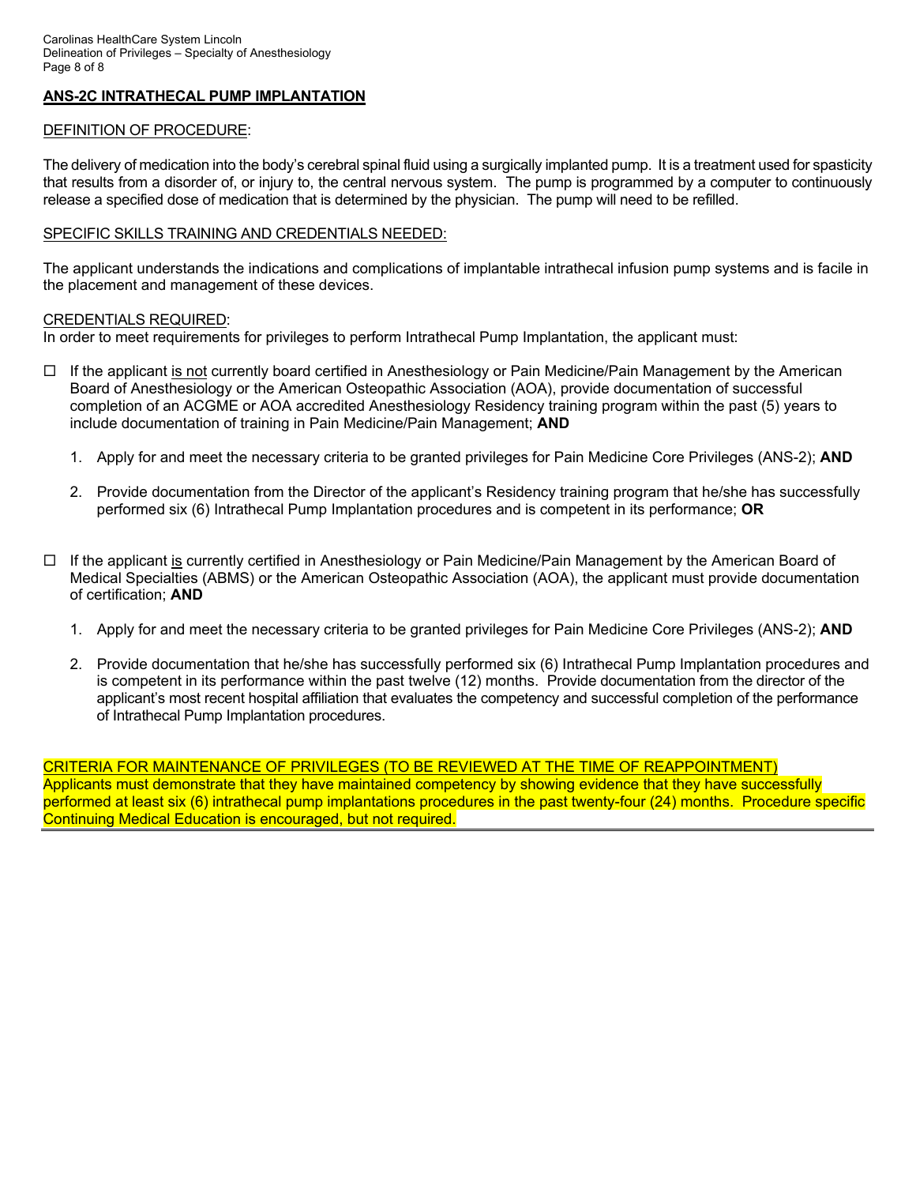## ANS-2C INTRATHECAL PUMP IMPLANTATION

DEFINITION OF PROCEDURE:

The delivery of medication into the body's cerebral spinal fluid using a surgically implanted pump. It is a treatment used for spasticity that results from a disorder of, or injury to, the central nervous system. The pump is programmed by a computer to continuously release a specified dose of medication that is determined by the physician. The pump will need to be refilled.

SPECIFIC SKILLS TRAINING AND CREDENTIALS NEEDED:

The applicant understands the indications and complications of implantable intrathecal infusion pump systems and is facile in the placement and management of these devices.

CREDENTIALS REQUIRED:
In order to meet requirements for privileges to perform Intrathecal Pump Implantation, the applicant must:

- ☐ If the applicant is not currently board certified in Anesthesiology or Pain Medicine/Pain Management by the American Board of Anesthesiology or the American Osteopathic Association (AOA), provide documentation of successful completion of an ACGME or AOA accredited Anesthesiology Residency training program within the past (5) years to include documentation of training in Pain Medicine/Pain Management; **AND**

  1. Apply for and meet the necessary criteria to be granted privileges for Pain Medicine Core Privileges (ANS-2); **AND**
  2. Provide documentation from the Director of the applicant's Residency training program that he/she has successfully performed six (6) Intrathecal Pump Implantation procedures and is competent in its performance; **OR**

- ☐ If the applicant is currently certified in Anesthesiology or Pain Medicine/Pain Management by the American Board of Medical Specialties (ABMS) or the American Osteopathic Association (AOA), the applicant must provide documentation of certification; **AND**

  1. Apply for and meet the necessary criteria to be granted privileges for Pain Medicine Core Privileges (ANS-2); **AND**
  2. Provide documentation that he/she has successfully performed six (6) Intrathecal Pump Implantation procedures and is competent in its performance within the past twelve (12) months. Provide documentation from the director of the applicant's most recent hospital affiliation that evaluates the competency and successful completion of the performance of Intrathecal Pump Implantation procedures.

CRITERIA FOR MAINTENANCE OF PRIVILEGES (TO BE REVIEWED AT THE TIME OF REAPPOINTMENT)
Applicants must demonstrate that they have maintained competency by showing evidence that they have successfully performed at least six (6) intrathecal pump implantations procedures in the past twenty-four (24) months. Procedure specific Continuing Medical Education is encouraged, but not required.